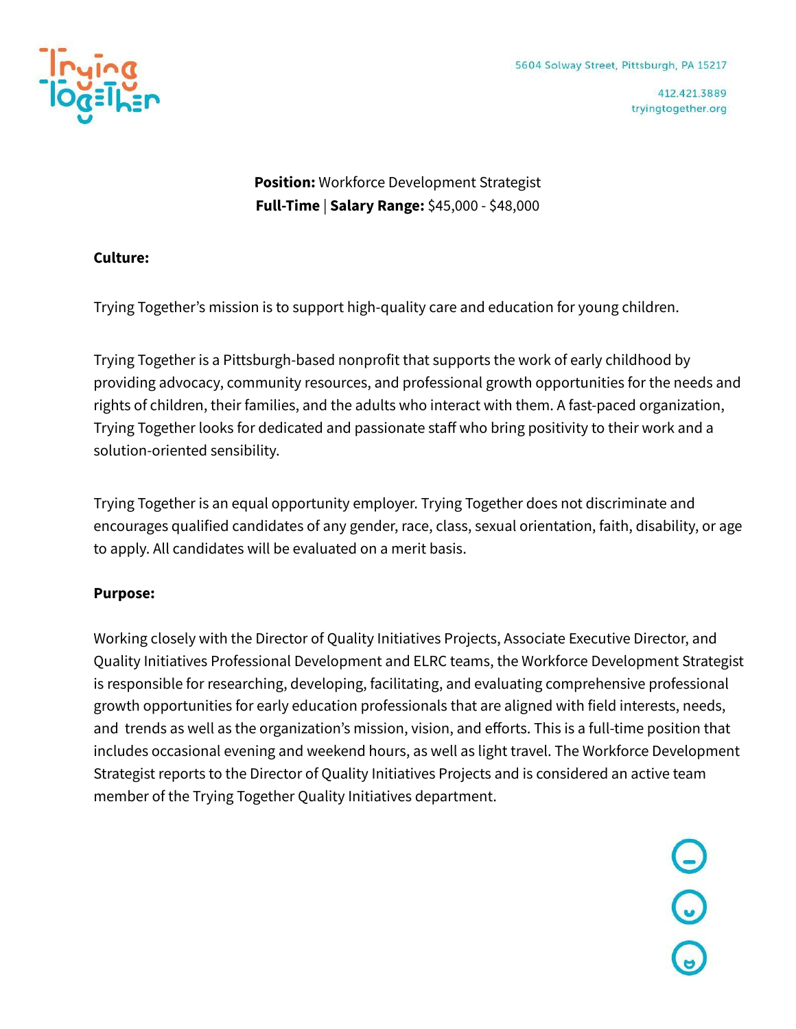5604 Solway Street, Pittsburgh, PA 15217

412.421.3889
tryingtogether.org

**Position:** Workforce Development Strategist
**Full-Time** | **Salary Range:** $45,000 - $48,000

**Culture:**

Trying Together's mission is to support high-quality care and education for young children.

Trying Together is a Pittsburgh-based nonprofit that supports the work of early childhood by providing advocacy, community resources, and professional growth opportunities for the needs and rights of children, their families, and the adults who interact with them. A fast-paced organization, Trying Together looks for dedicated and passionate staff who bring positivity to their work and a solution-oriented sensibility.

Trying Together is an equal opportunity employer. Trying Together does not discriminate and encourages qualified candidates of any gender, race, class, sexual orientation, faith, disability, or age to apply. All candidates will be evaluated on a merit basis.

**Purpose:**

Working closely with the Director of Quality Initiatives Projects, Associate Executive Director, and Quality Initiatives Professional Development and ELRC teams, the Workforce Development Strategist is responsible for researching, developing, facilitating, and evaluating comprehensive professional growth opportunities for early education professionals that are aligned with field interests, needs, and trends as well as the organization's mission, vision, and efforts. This is a full-time position that includes occasional evening and weekend hours, as well as light travel. The Workforce Development Strategist reports to the Director of Quality Initiatives Projects and is considered an active team member of the Trying Together Quality Initiatives department.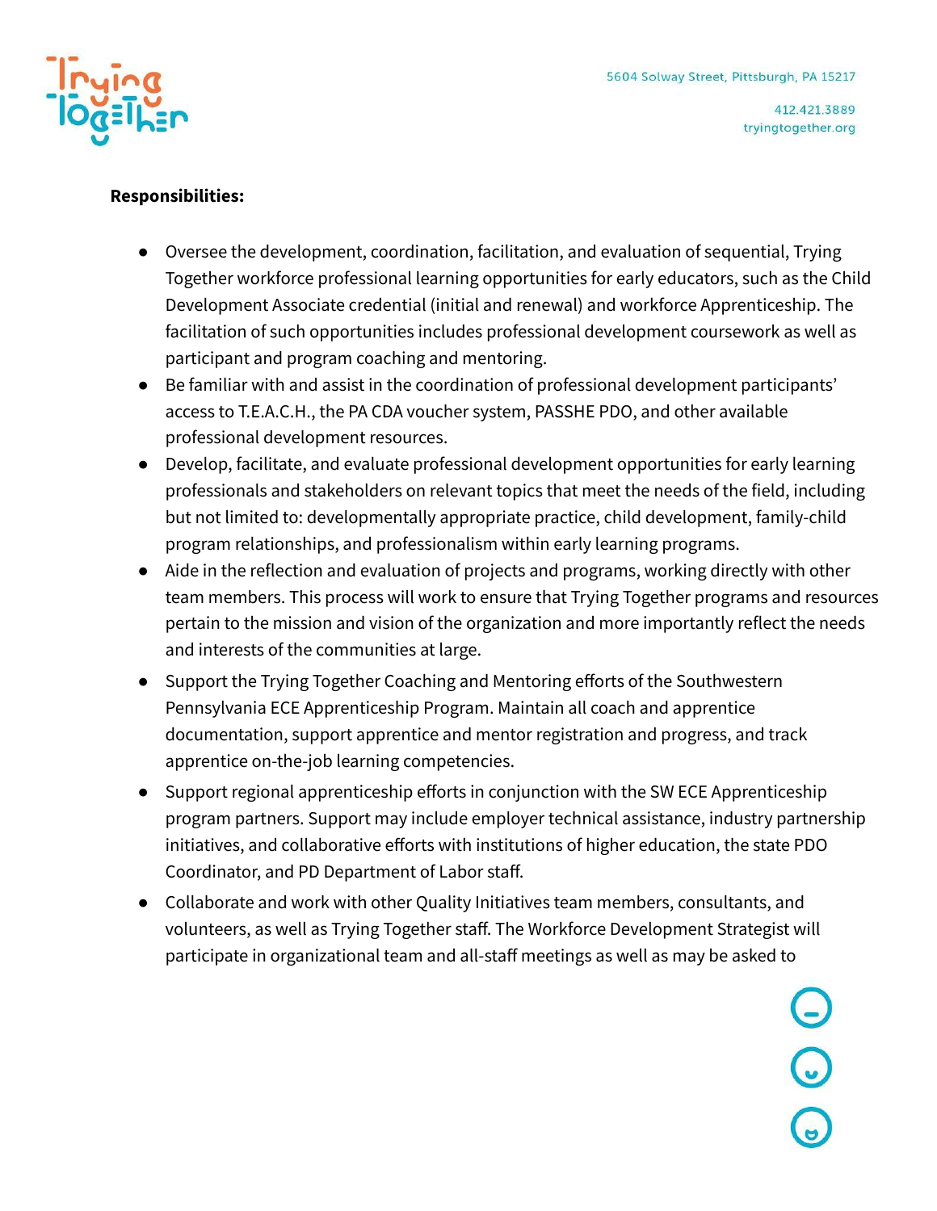**Responsibilities:**

- Oversee the development, coordination, facilitation, and evaluation of sequential, Trying Together workforce professional learning opportunities for early educators, such as the Child Development Associate credential (initial and renewal) and workforce Apprenticeship. The facilitation of such opportunities includes professional development coursework as well as participant and program coaching and mentoring.
- Be familiar with and assist in the coordination of professional development participants' access to T.E.A.C.H., the PA CDA voucher system, PASSHE PDO, and other available professional development resources.
- Develop, facilitate, and evaluate professional development opportunities for early learning professionals and stakeholders on relevant topics that meet the needs of the field, including but not limited to: developmentally appropriate practice, child development, family-child program relationships, and professionalism within early learning programs.
- Aide in the reflection and evaluation of projects and programs, working directly with other team members. This process will work to ensure that Trying Together programs and resources pertain to the mission and vision of the organization and more importantly reflect the needs and interests of the communities at large.
- Support the Trying Together Coaching and Mentoring efforts of the Southwestern Pennsylvania ECE Apprenticeship Program. Maintain all coach and apprentice documentation, support apprentice and mentor registration and progress, and track apprentice on-the-job learning competencies.
- Support regional apprenticeship efforts in conjunction with the SW ECE Apprenticeship program partners. Support may include employer technical assistance, industry partnership initiatives, and collaborative efforts with institutions of higher education, the state PDO Coordinator, and PD Department of Labor staff.
- Collaborate and work with other Quality Initiatives team members, consultants, and volunteers, as well as Trying Together staff. The Workforce Development Strategist will participate in organizational team and all-staff meetings as well as may be asked to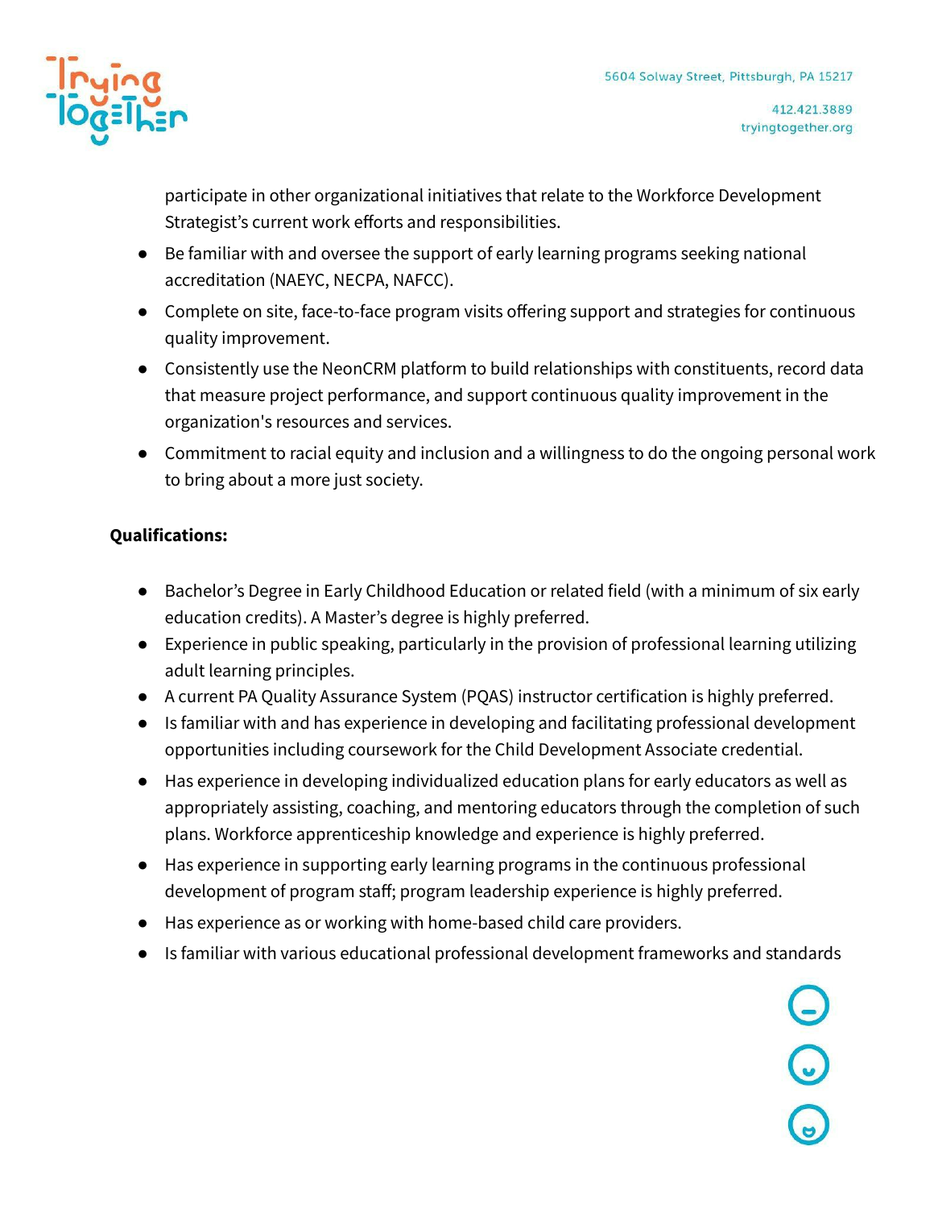participate in other organizational initiatives that relate to the Workforce Development Strategist's current work efforts and responsibilities.

- Be familiar with and oversee the support of early learning programs seeking national accreditation (NAEYC, NECPA, NAFCC).
- Complete on site, face-to-face program visits offering support and strategies for continuous quality improvement.
- Consistently use the NeonCRM platform to build relationships with constituents, record data that measure project performance, and support continuous quality improvement in the organization's resources and services.
- Commitment to racial equity and inclusion and a willingness to do the ongoing personal work to bring about a more just society.

**Qualifications:**

- Bachelor's Degree in Early Childhood Education or related field (with a minimum of six early education credits). A Master's degree is highly preferred.
- Experience in public speaking, particularly in the provision of professional learning utilizing adult learning principles.
- A current PA Quality Assurance System (PQAS) instructor certification is highly preferred.
- Is familiar with and has experience in developing and facilitating professional development opportunities including coursework for the Child Development Associate credential.
- Has experience in developing individualized education plans for early educators as well as appropriately assisting, coaching, and mentoring educators through the completion of such plans. Workforce apprenticeship knowledge and experience is highly preferred.
- Has experience in supporting early learning programs in the continuous professional development of program staff; program leadership experience is highly preferred.
- Has experience as or working with home-based child care providers.
- Is familiar with various educational professional development frameworks and standards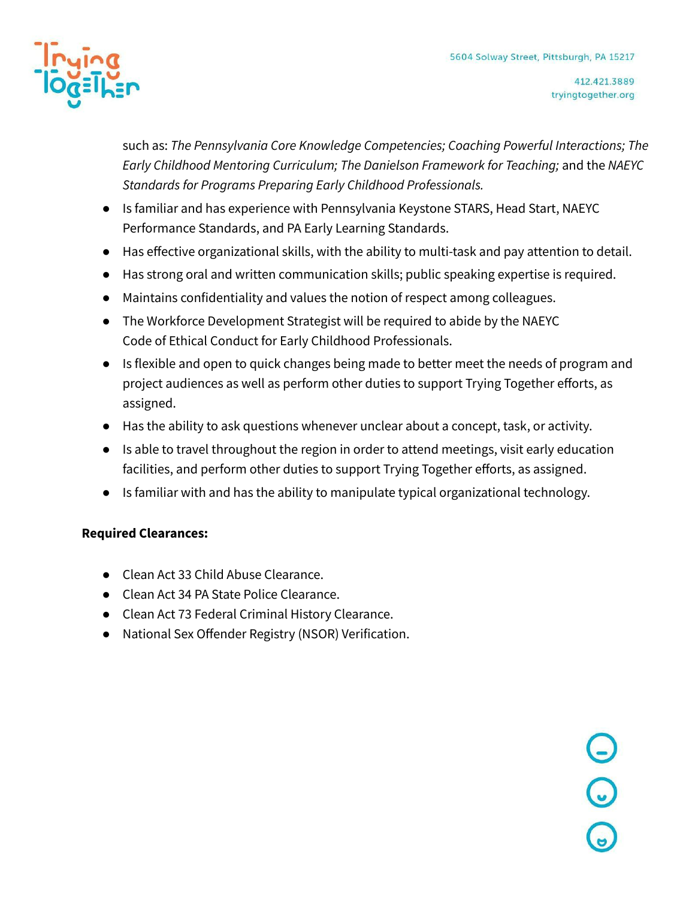such as: *The Pennsylvania Core Knowledge Competencies; Coaching Powerful Interactions; The Early Childhood Mentoring Curriculum; The Danielson Framework for Teaching;* and the *NAEYC Standards for Programs Preparing Early Childhood Professionals.*

- Is familiar and has experience with Pennsylvania Keystone STARS, Head Start, NAEYC Performance Standards, and PA Early Learning Standards.
- Has effective organizational skills, with the ability to multi-task and pay attention to detail.
- Has strong oral and written communication skills; public speaking expertise is required.
- Maintains confidentiality and values the notion of respect among colleagues.
- The Workforce Development Strategist will be required to abide by the NAEYC Code of Ethical Conduct for Early Childhood Professionals.
- Is flexible and open to quick changes being made to better meet the needs of program and project audiences as well as perform other duties to support Trying Together efforts, as assigned.
- Has the ability to ask questions whenever unclear about a concept, task, or activity.
- Is able to travel throughout the region in order to attend meetings, visit early education facilities, and perform other duties to support Trying Together efforts, as assigned.
- Is familiar with and has the ability to manipulate typical organizational technology.

**Required Clearances:**

- Clean Act 33 Child Abuse Clearance.
- Clean Act 34 PA State Police Clearance.
- Clean Act 73 Federal Criminal History Clearance.
- National Sex Offender Registry (NSOR) Verification.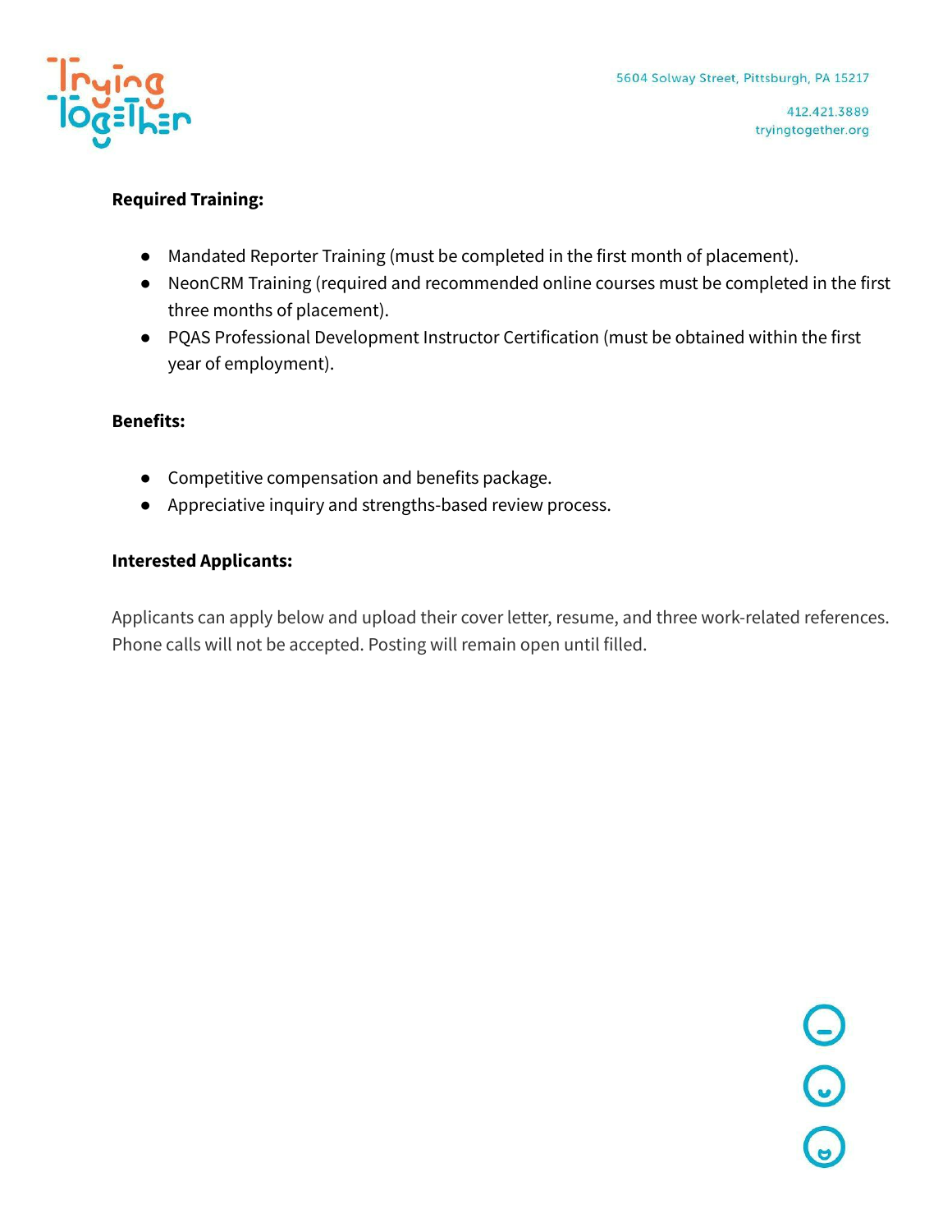**Required Training:**

- Mandated Reporter Training (must be completed in the first month of placement).
- NeonCRM Training (required and recommended online courses must be completed in the first three months of placement).
- PQAS Professional Development Instructor Certification (must be obtained within the first year of employment).

**Benefits:**

- Competitive compensation and benefits package.
- Appreciative inquiry and strengths-based review process.

**Interested Applicants:**

Applicants can apply below and upload their cover letter, resume, and three work-related references. Phone calls will not be accepted. Posting will remain open until filled.